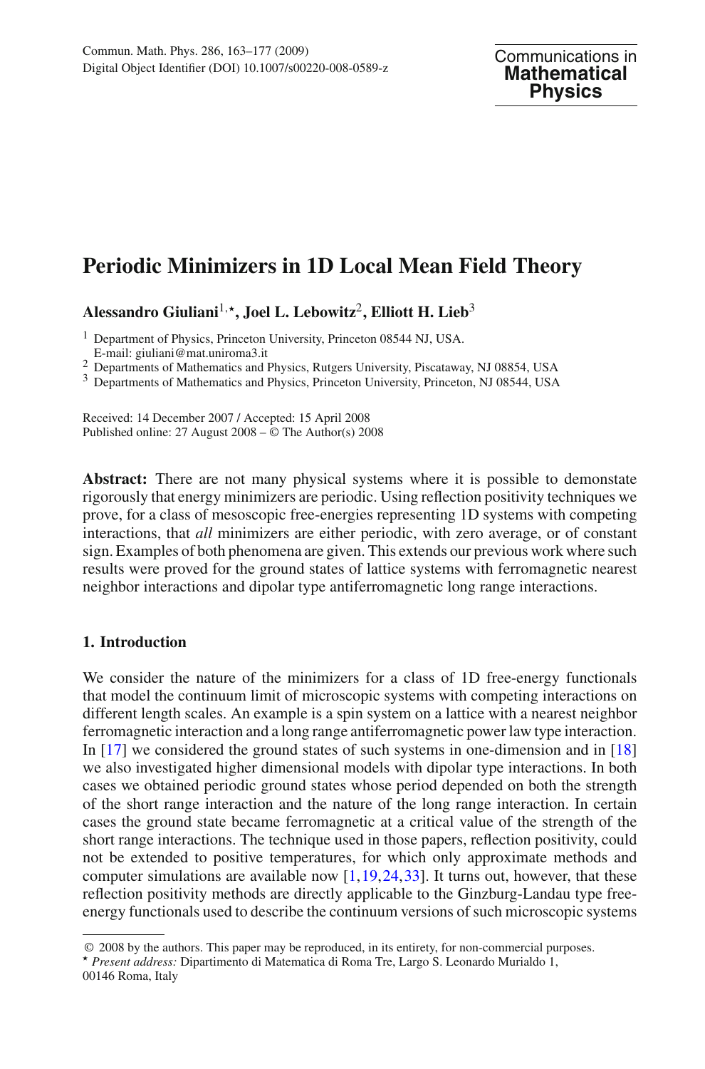# Periodic Minimizers in 1D Local Mean Field Theory

**Alessandro Giuliani**[1,⋆], **Joel L. Lebowitz**[2], **Elliott H. Lieb**[3]

[1] Department of Physics, Princeton University, Princeton 08544 NJ, USA.
E-mail: giuliani@mat.uniroma3.it

[2] Departments of Mathematics and Physics, Rutgers University, Piscataway, NJ 08854, USA

[3] Departments of Mathematics and Physics, Princeton University, Princeton, NJ 08544, USA

Received: 14 December 2007 / Accepted: 15 April 2008
Published online: 27 August 2008 – © The Author(s) 2008

**Abstract:** There are not many physical systems where it is possible to demonstate rigorously that energy minimizers are periodic. Using reflection positivity techniques we prove, for a class of mesoscopic free-energies representing 1D systems with competing interactions, that *all* minimizers are either periodic, with zero average, or of constant sign. Examples of both phenomena are given. This extends our previous work where such results were proved for the ground states of lattice systems with ferromagnetic nearest neighbor interactions and dipolar type antiferromagnetic long range interactions.

## 1. Introduction

We consider the nature of the minimizers for a class of 1D free-energy functionals that model the continuum limit of microscopic systems with competing interactions on different length scales. An example is a spin system on a lattice with a nearest neighbor ferromagnetic interaction and a long range antiferromagnetic power law type interaction. In [17] we considered the ground states of such systems in one-dimension and in [18] we also investigated higher dimensional models with dipolar type interactions. In both cases we obtained periodic ground states whose period depended on both the strength of the short range interaction and the nature of the long range interaction. In certain cases the ground state became ferromagnetic at a critical value of the strength of the short range interactions. The technique used in those papers, reflection positivity, could not be extended to positive temperatures, for which only approximate methods and computer simulations are available now [1,19,24,33]. It turns out, however, that these reflection positivity methods are directly applicable to the Ginzburg-Landau type free-energy functionals used to describe the continuum versions of such microscopic systems

© 2008 by the authors. This paper may be reproduced, in its entirety, for non-commercial purposes.

⋆ *Present address:* Dipartimento di Matematica di Roma Tre, Largo S. Leonardo Murialdo 1, 00146 Roma, Italy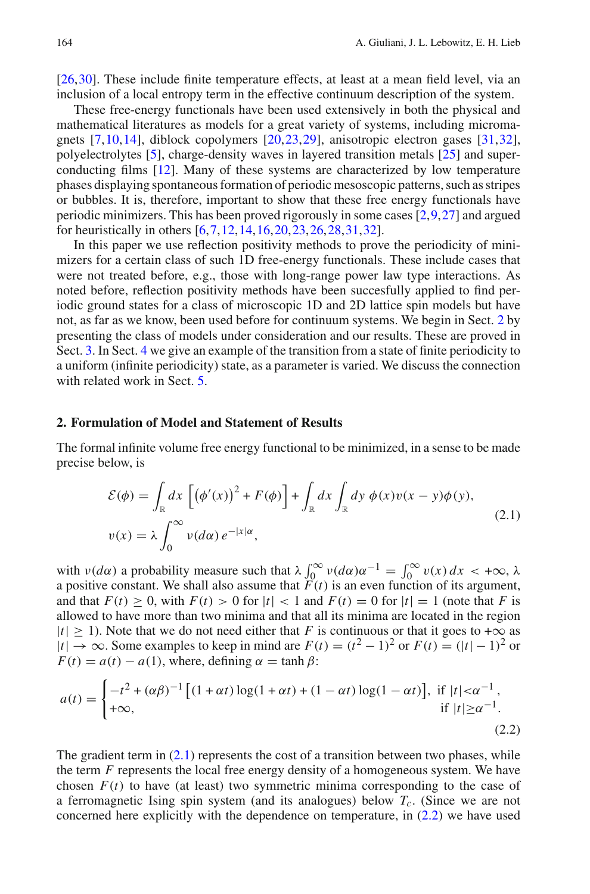[26,30]. These include finite temperature effects, at least at a mean field level, via an inclusion of a local entropy term in the effective continuum description of the system.

These free-energy functionals have been used extensively in both the physical and mathematical literatures as models for a great variety of systems, including micromagnets [7,10,14], diblock copolymers [20,23,29], anisotropic electron gases [31,32], polyelectrolytes [5], charge-density waves in layered transition metals [25] and superconducting films [12]. Many of these systems are characterized by low temperature phases displaying spontaneous formation of periodic mesoscopic patterns, such as stripes or bubbles. It is, therefore, important to show that these free energy functionals have periodic minimizers. This has been proved rigorously in some cases [2,9,27] and argued for heuristically in others [6,7,12,14,16,20,23,26,28,31,32].

In this paper we use reflection positivity methods to prove the periodicity of minimizers for a certain class of such 1D free-energy functionals. These include cases that were not treated before, e.g., those with long-range power law type interactions. As noted before, reflection positivity methods have been succesfully applied to find periodic ground states for a class of microscopic 1D and 2D lattice spin models but have not, as far as we know, been used before for continuum systems. We begin in Sect. 2 by presenting the class of models under consideration and our results. These are proved in Sect. 3. In Sect. 4 we give an example of the transition from a state of finite periodicity to a uniform (infinite periodicity) state, as a parameter is varied. We discuss the connection with related work in Sect. 5.

## 2. Formulation of Model and Statement of Results

The formal infinite volume free energy functional to be minimized, in a sense to be made precise below, is

$$
\begin{aligned}
\mathcal{E}(\phi) &= \int_{\mathbb{R}} dx \, \Big[ \big(\phi'(x)\big)^2 + F(\phi) \Big] + \int_{\mathbb{R}} dx \int_{\mathbb{R}} dy \; \phi(x) v(x-y) \phi(y), \\
v(x) &= \lambda \int_0^\infty \nu(d\alpha)\, e^{-|x|\alpha},
\end{aligned}
\tag{2.1}
$$

with $\nu(d\alpha)$ a probability measure such that $\lambda \int_0^\infty \nu(d\alpha)\alpha^{-1} = \int_0^\infty v(x)\,dx < +\infty$, $\lambda$ a positive constant. We shall also assume that $F(t)$ is an even function of its argument, and that $F(t) \geq 0$, with $F(t) > 0$ for $|t| < 1$ and $F(t) = 0$ for $|t| = 1$ (note that $F$ is allowed to have more than two minima and that all its minima are located in the region $|t| \geq 1$). Note that we do not need either that $F$ is continuous or that it goes to $+\infty$ as $|t| \to \infty$. Some examples to keep in mind are $F(t) = (t^2 - 1)^2$ or $F(t) = (|t| - 1)^2$ or $F(t) = a(t) - a(1)$, where, defining $\alpha = \tanh \beta$:

$$
a(t) = \begin{cases} -t^2 + (\alpha\beta)^{-1} \big[ (1+\alpha t) \log(1+\alpha t) + (1-\alpha t)\log(1-\alpha t) \big], & \text{if } |t| < \alpha^{-1}, \\ +\infty, & \text{if } |t| \geq \alpha^{-1}. \end{cases}
\tag{2.2}
$$

The gradient term in (2.1) represents the cost of a transition between two phases, while the term $F$ represents the local free energy density of a homogeneous system. We have chosen $F(t)$ to have (at least) two symmetric minima corresponding to the case of a ferromagnetic Ising spin system (and its analogues) below $T_c$. (Since we are not concerned here explicitly with the dependence on temperature, in (2.2) we have used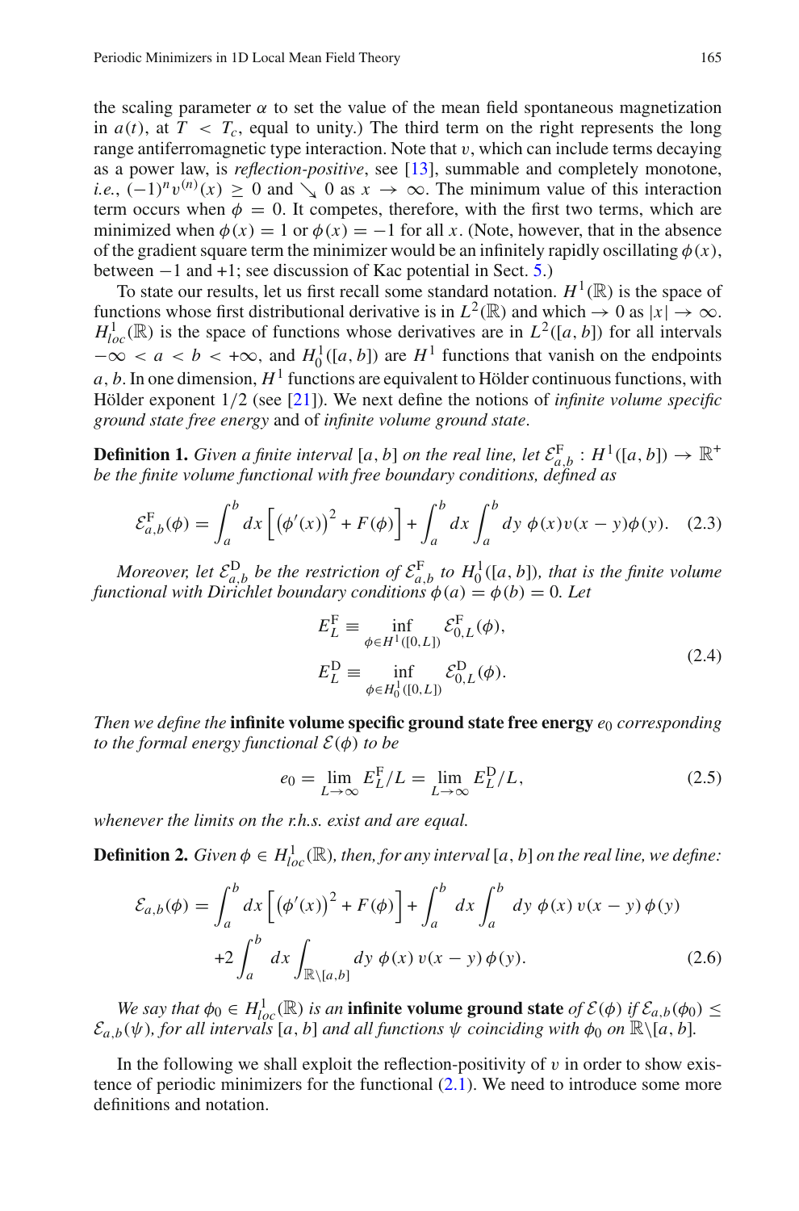the scaling parameter $\alpha$ to set the value of the mean field spontaneous magnetization in $a(t)$, at $T < T_c$, equal to unity.) The third term on the right represents the long range antiferromagnetic type interaction. Note that $v$, which can include terms decaying as a power law, is *reflection-positive*, see [13], summable and completely monotone, *i.e.*, $(-1)^n v^{(n)}(x) \geq 0$ and $\searrow 0$ as $x \to \infty$. The minimum value of this interaction term occurs when $\phi = 0$. It competes, therefore, with the first two terms, which are minimized when $\phi(x) = 1$ or $\phi(x) = -1$ for all $x$. (Note, however, that in the absence of the gradient square term the minimizer would be an infinitely rapidly oscillating $\phi(x)$, between $-1$ and $+1$; see discussion of Kac potential in Sect. 5.)

To state our results, let us first recall some standard notation. $H^1(\mathbb{R})$ is the space of functions whose first distributional derivative is in $L^2(\mathbb{R})$ and which $\to 0$ as $|x| \to \infty$. $H^1_{loc}(\mathbb{R})$ is the space of functions whose derivatives are in $L^2([a, b])$ for all intervals $-\infty < a < b < +\infty$, and $H^1_0([a, b])$ are $H^1$ functions that vanish on the endpoints $a, b$. In one dimension, $H^1$ functions are equivalent to Hölder continuous functions, with Hölder exponent $1/2$ (see [21]). We next define the notions of *infinite volume specific ground state free energy* and of *infinite volume ground state*.

**Definition 1.** *Given a finite interval $[a, b]$ on the real line, let $\mathcal{E}^{\mathrm{F}}_{a,b} : H^1([a, b]) \to \mathbb{R}^+$ be the finite volume functional with free boundary conditions, defined as*

$$\mathcal{E}^{\mathrm{F}}_{a,b}(\phi) = \int_a^b dx \left[ \left(\phi'(x)\right)^2 + F(\phi) \right] + \int_a^b dx \int_a^b dy\ \phi(x) v(x-y) \phi(y). \quad (2.3)$$

*Moreover, let $\mathcal{E}^{\mathrm{D}}_{a,b}$ be the restriction of $\mathcal{E}^{\mathrm{F}}_{a,b}$ to $H^1_0([a, b])$, that is the finite volume functional with Dirichlet boundary conditions $\phi(a) = \phi(b) = 0$. Let*

$$\begin{aligned} E^{\mathrm{F}}_L &\equiv \inf_{\phi \in H^1([0,L])} \mathcal{E}^{\mathrm{F}}_{0,L}(\phi), \\ E^{\mathrm{D}}_L &\equiv \inf_{\phi \in H^1_0([0,L])} \mathcal{E}^{\mathrm{D}}_{0,L}(\phi). \end{aligned} \quad (2.4)$$

*Then we define the* **infinite volume specific ground state free energy** *$e_0$ corresponding to the formal energy functional $\mathcal{E}(\phi)$ to be*

$$e_0 = \lim_{L \to \infty} E^{\mathrm{F}}_L / L = \lim_{L \to \infty} E^{\mathrm{D}}_L / L, \quad (2.5)$$

*whenever the limits on the r.h.s. exist and are equal.*

**Definition 2.** *Given $\phi \in H^1_{loc}(\mathbb{R})$, then, for any interval $[a, b]$ on the real line, we define:*

$$\begin{aligned} \mathcal{E}_{a,b}(\phi) = &\int_a^b dx \left[ \left(\phi'(x)\right)^2 + F(\phi) \right] + \int_a^b dx \int_a^b dy\ \phi(x)\, v(x-y)\, \phi(y) \\ &+ 2 \int_a^b dx \int_{\mathbb{R} \setminus [a,b]} dy\ \phi(x)\, v(x-y)\, \phi(y). \end{aligned} \quad (2.6)$$

*We say that $\phi_0 \in H^1_{loc}(\mathbb{R})$ is an* **infinite volume ground state** *of $\mathcal{E}(\phi)$ if $\mathcal{E}_{a,b}(\phi_0) \leq \mathcal{E}_{a,b}(\psi)$, for all intervals $[a, b]$ and all functions $\psi$ coinciding with $\phi_0$ on $\mathbb{R} \setminus [a, b]$.*

In the following we shall exploit the reflection-positivity of $v$ in order to show existence of periodic minimizers for the functional (2.1). We need to introduce some more definitions and notation.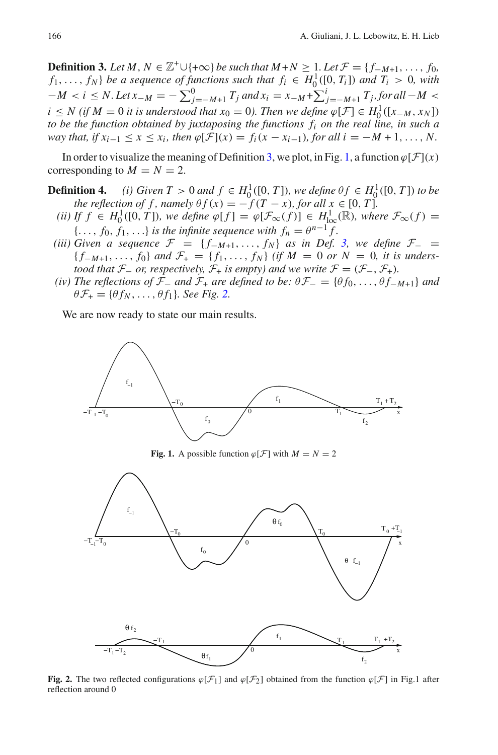**Definition 3.** *Let $M, N \in \mathbb{Z}^+ \cup \{+\infty\}$ be such that $M+N \geq 1$. Let $\mathcal{F} = \{f_{-M+1}, \ldots, f_0, f_1, \ldots, f_N\}$ be a sequence of functions such that $f_i \in H_0^1([0, T_i])$ and $T_i > 0$, with $-M < i \leq N$. Let $x_{-M} = -\sum_{j=-M+1}^{0} T_j$ and $x_i = x_{-M} + \sum_{j=-M+1}^{i} T_j$, for all $-M < i \leq N$ (if $M = 0$ it is understood that $x_0 = 0$). Then we define $\varphi[\mathcal{F}] \in H_0^1([x_{-M}, x_N])$ to be the function obtained by juxtaposing the functions $f_i$ on the real line, in such a way that, if $x_{i-1} \leq x \leq x_i$, then $\varphi[\mathcal{F}](x) = f_i(x - x_{i-1})$, for all $i = -M+1, \ldots, N$.*

In order to visualize the meaning of Definition 3, we plot, in Fig. 1, a function $\varphi[\mathcal{F}](x)$ corresponding to $M = N = 2$.

**Definition 4.** *(i) Given $T > 0$ and $f \in H_0^1([0, T])$, we define $\theta f \in H_0^1([0, T])$ to be the reflection of $f$, namely $\theta f(x) = -f(T - x)$, for all $x \in [0, T]$.*

*(ii) If $f \in H_0^1([0, T])$, we define $\varphi[f] = \varphi[\mathcal{F}_\infty(f)] \in H^1_{\text{loc}}(\mathbb{R})$, where $\mathcal{F}_\infty(f) = \{\ldots, f_0, f_1, \ldots\}$ is the infinite sequence with $f_n = \theta^{n-1} f$.*

*(iii) Given a sequence $\mathcal{F} = \{f_{-M+1}, \ldots, f_N\}$ as in Def. 3, we define $\mathcal{F}_- = \{f_{-M+1}, \ldots, f_0\}$ and $\mathcal{F}_+ = \{f_1, \ldots, f_N\}$ (if $M = 0$ or $N = 0$, it is understood that $\mathcal{F}_-$ or, respectively, $\mathcal{F}_+$ is empty) and we write $\mathcal{F} = (\mathcal{F}_-, \mathcal{F}_+)$.*

*(iv) The reflections of $\mathcal{F}_-$ and $\mathcal{F}_+$ are defined to be: $\theta\mathcal{F}_- = \{\theta f_0, \ldots, \theta f_{-M+1}\}$ and $\theta\mathcal{F}_+ = \{\theta f_N, \ldots, \theta f_1\}$. See Fig. 2.*

We are now ready to state our main results.

**Fig. 1.** A possible function $\varphi[\mathcal{F}]$ with $M = N = 2$

**Fig. 2.** The two reflected configurations $\varphi[\mathcal{F}_1]$ and $\varphi[\mathcal{F}_2]$ obtained from the function $\varphi[\mathcal{F}]$ in Fig.1 after reflection around 0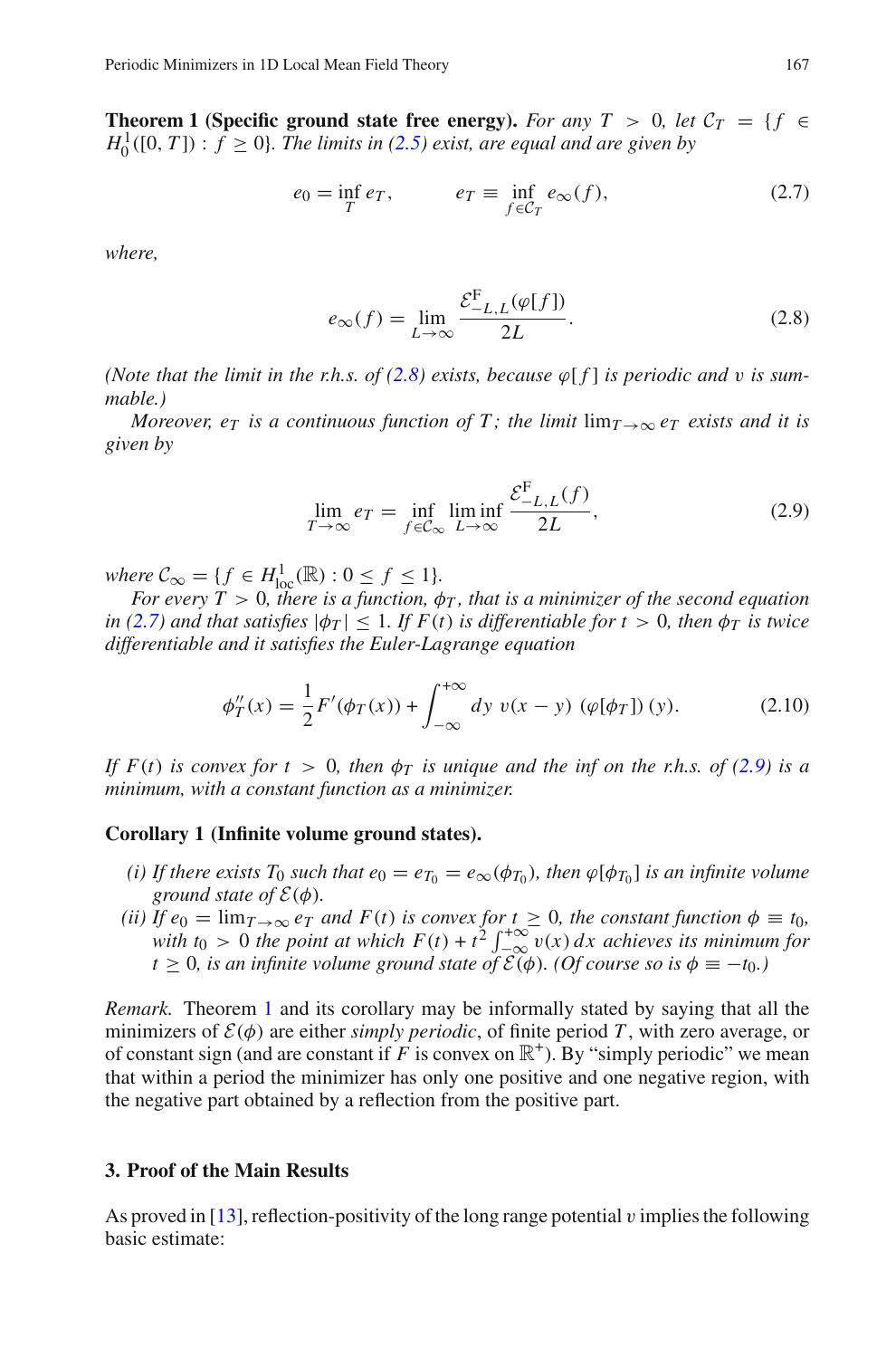**Theorem 1 (Specific ground state free energy).** *For any $T > 0$, let $\mathcal{C}_T = \{f \in H_0^1([0,T]) : f \geq 0\}$. The limits in (2.5) exist, are equal and are given by*

$$e_0 = \inf_T e_T, \qquad e_T \equiv \inf_{f \in \mathcal{C}_T} e_\infty(f), \tag{2.7}$$

*where,*

$$e_\infty(f) = \lim_{L\to\infty} \frac{\mathcal{E}^{\mathrm{F}}_{-L,L}(\varphi[f])}{2L}. \tag{2.8}$$

*(Note that the limit in the r.h.s. of (2.8) exists, because $\varphi[f]$ is periodic and $v$ is summable.)*

*Moreover, $e_T$ is a continuous function of $T$; the limit $\lim_{T\to\infty} e_T$ exists and it is given by*

$$\lim_{T\to\infty} e_T = \inf_{f\in\mathcal{C}_\infty} \liminf_{L\to\infty} \frac{\mathcal{E}^{\mathrm{F}}_{-L,L}(f)}{2L}, \tag{2.9}$$

*where $\mathcal{C}_\infty = \{f \in H^1_{\mathrm{loc}}(\mathbb{R}) : 0 \leq f \leq 1\}$.*

*For every $T > 0$, there is a function, $\phi_T$, that is a minimizer of the second equation in (2.7) and that satisfies $|\phi_T| \leq 1$. If $F(t)$ is differentiable for $t > 0$, then $\phi_T$ is twice differentiable and it satisfies the Euler-Lagrange equation*

$$\phi_T''(x) = \frac{1}{2}F'(\phi_T(x)) + \int_{-\infty}^{+\infty} dy\ v(x-y)\ (\varphi[\phi_T])(y). \tag{2.10}$$

*If $F(t)$ is convex for $t > 0$, then $\phi_T$ is unique and the inf on the r.h.s. of (2.9) is a minimum, with a constant function as a minimizer.*

**Corollary 1 (Infinite volume ground states).**

*(i) If there exists $T_0$ such that $e_0 = e_{T_0} = e_\infty(\phi_{T_0})$, then $\varphi[\phi_{T_0}]$ is an infinite volume ground state of $\mathcal{E}(\phi)$.*

*(ii) If $e_0 = \lim_{T\to\infty} e_T$ and $F(t)$ is convex for $t \geq 0$, the constant function $\phi \equiv t_0$, with $t_0 > 0$ the point at which $F(t) + t^2 \int_{-\infty}^{+\infty} v(x)\,dx$ achieves its minimum for $t \geq 0$, is an infinite volume ground state of $\mathcal{E}(\phi)$. (Of course so is $\phi \equiv -t_0$.)*

*Remark.* Theorem 1 and its corollary may be informally stated by saying that all the minimizers of $\mathcal{E}(\phi)$ are either *simply periodic*, of finite period $T$, with zero average, or of constant sign (and are constant if $F$ is convex on $\mathbb{R}^+$). By "simply periodic" we mean that within a period the minimizer has only one positive and one negative region, with the negative part obtained by a reflection from the positive part.

## 3. Proof of the Main Results

As proved in [13], reflection-positivity of the long range potential $v$ implies the following basic estimate: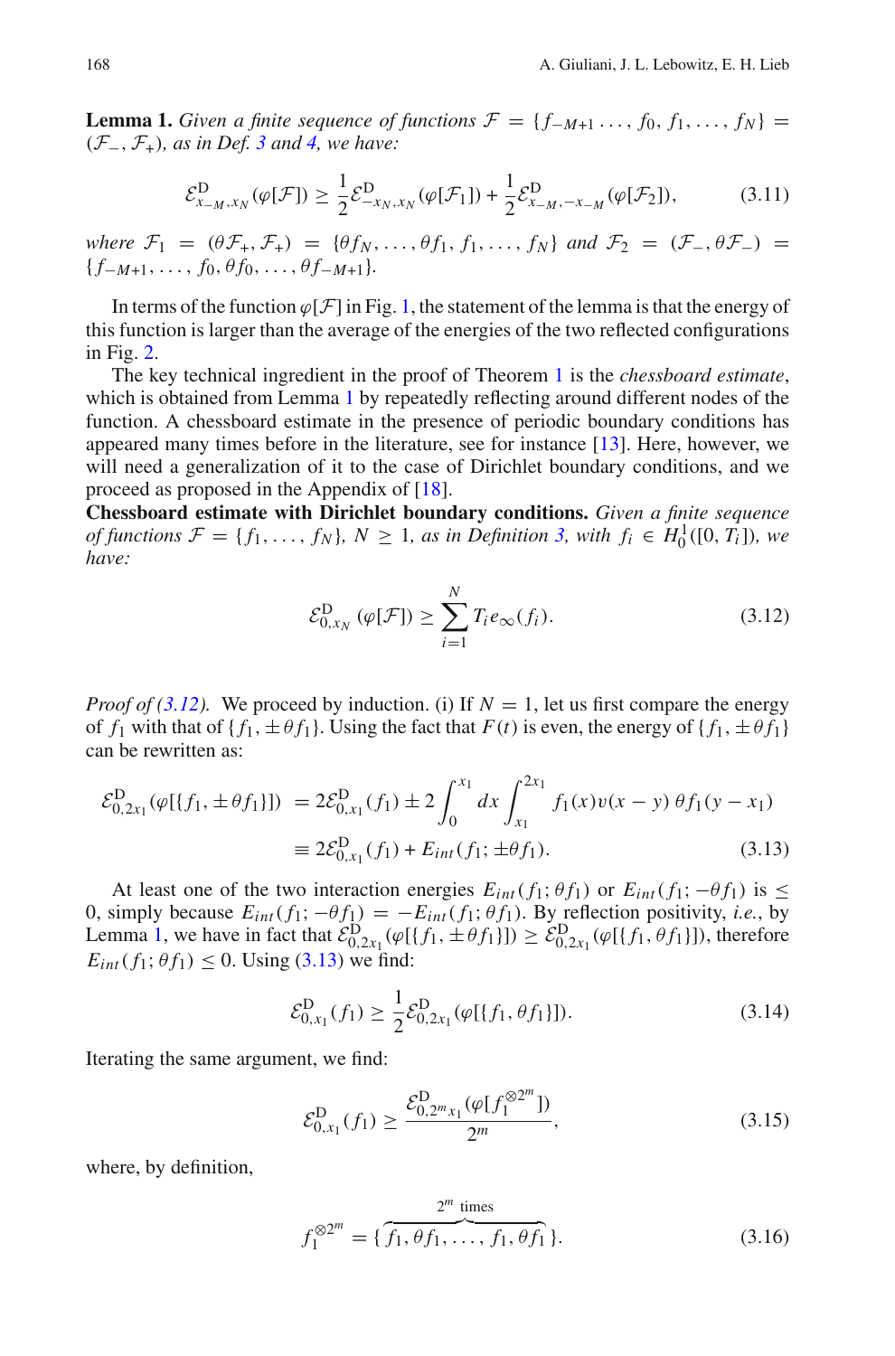**Lemma 1.** *Given a finite sequence of functions $\mathcal{F} = \{f_{-M+1} \dots, f_0, f_1, \dots, f_N\} = (\mathcal{F}_-, \mathcal{F}_+)$, as in Def. 3 and 4, we have:*

$$\mathcal{E}^{\rm D}_{x_{-M},x_N}(\varphi[\mathcal{F}]) \geq \frac{1}{2}\mathcal{E}^{\rm D}_{-x_N,x_N}(\varphi[\mathcal{F}_1]) + \frac{1}{2}\mathcal{E}^{\rm D}_{x_{-M},-x_{-M}}(\varphi[\mathcal{F}_2]), \tag{3.11}$$

*where $\mathcal{F}_1 = (\theta\mathcal{F}_+, \mathcal{F}_+) = \{\theta f_N, \dots, \theta f_1, f_1, \dots, f_N\}$ and $\mathcal{F}_2 = (\mathcal{F}_-, \theta\mathcal{F}_-) = \{f_{-M+1}, \dots, f_0, \theta f_0, \dots, \theta f_{-M+1}\}$.*

In terms of the function $\varphi[\mathcal{F}]$ in Fig. 1, the statement of the lemma is that the energy of this function is larger than the average of the energies of the two reflected configurations in Fig. 2.

The key technical ingredient in the proof of Theorem 1 is the *chessboard estimate*, which is obtained from Lemma 1 by repeatedly reflecting around different nodes of the function. A chessboard estimate in the presence of periodic boundary conditions has appeared many times before in the literature, see for instance [13]. Here, however, we will need a generalization of it to the case of Dirichlet boundary conditions, and we proceed as proposed in the Appendix of [18].

**Chessboard estimate with Dirichlet boundary conditions.** *Given a finite sequence of functions $\mathcal{F} = \{f_1, \dots, f_N\}$, $N \geq 1$, as in Definition 3, with $f_i \in H^1_0([0, T_i])$, we have:*

$$\mathcal{E}^{\rm D}_{0,x_N}(\varphi[\mathcal{F}]) \geq \sum_{i=1}^{N} T_i e_\infty(f_i). \tag{3.12}$$

*Proof of (3.12).* We proceed by induction. (i) If $N = 1$, let us first compare the energy of $f_1$ with that of $\{f_1, \pm\theta f_1\}$. Using the fact that $F(t)$ is even, the energy of $\{f_1, \pm\theta f_1\}$ can be rewritten as:

$$\begin{aligned}\mathcal{E}^{\rm D}_{0,2x_1}(\varphi[\{f_1, \pm\theta f_1\}]) &= 2\mathcal{E}^{\rm D}_{0,x_1}(f_1) \pm 2\int_0^{x_1} dx \int_{x_1}^{2x_1} f_1(x)v(x-y)\,\theta f_1(y - x_1) \\ &\equiv 2\mathcal{E}^{\rm D}_{0,x_1}(f_1) + E_{int}(f_1; \pm\theta f_1).\end{aligned} \tag{3.13}$$

At least one of the two interaction energies $E_{int}(f_1; \theta f_1)$ or $E_{int}(f_1; -\theta f_1)$ is $\leq 0$, simply because $E_{int}(f_1; -\theta f_1) = -E_{int}(f_1; \theta f_1)$. By reflection positivity, *i.e.*, by Lemma 1, we have in fact that $\mathcal{E}^{\rm D}_{0,2x_1}(\varphi[\{f_1, \pm\theta f_1\}]) \geq \mathcal{E}^{\rm D}_{0,2x_1}(\varphi[\{f_1, \theta f_1\}])$, therefore $E_{int}(f_1; \theta f_1) \leq 0$. Using (3.13) we find:

$$\mathcal{E}^{\rm D}_{0,x_1}(f_1) \geq \frac{1}{2}\mathcal{E}^{\rm D}_{0,2x_1}(\varphi[\{f_1, \theta f_1\}]). \tag{3.14}$$

Iterating the same argument, we find:

$$\mathcal{E}^{\rm D}_{0,x_1}(f_1) \geq \frac{\mathcal{E}^{\rm D}_{0,2^m x_1}(\varphi[f_1^{\otimes 2^m}])}{2^m}, \tag{3.15}$$

where, by definition,

$$f_1^{\otimes 2^m} = \{\overbrace{f_1, \theta f_1, \dots, f_1, \theta f_1}^{2^m \text{ times}}\}. \tag{3.16}$$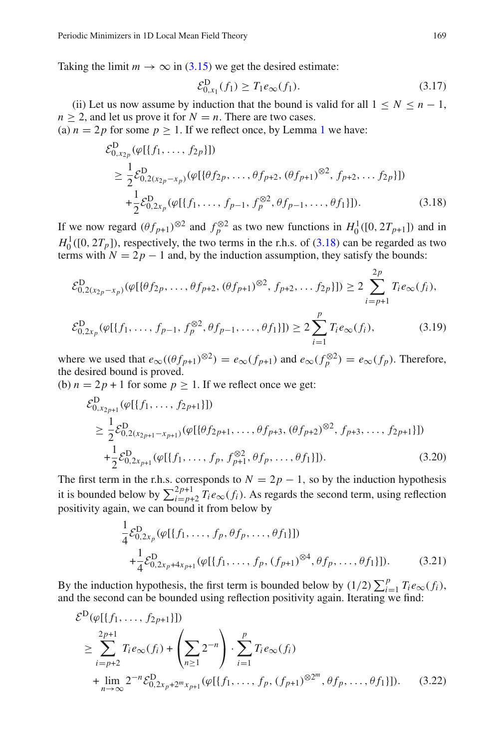Taking the limit $m \to \infty$ in (3.15) we get the desired estimate:

$$\mathcal{E}^{\mathrm{D}}_{0,x_1}(f_1) \geq T_1 e_\infty(f_1). \tag{3.17}$$

(ii) Let us now assume by induction that the bound is valid for all $1 \leq N \leq n-1$, $n \geq 2$, and let us prove it for $N = n$. There are two cases.

(a) $n = 2p$ for some $p \geq 1$. If we reflect once, by Lemma 1 we have:

$$\begin{aligned}
&\mathcal{E}^{\mathrm{D}}_{0,x_{2p}}(\varphi[\{f_1, \dots, f_{2p}\}]) \\
&\quad \geq \frac{1}{2}\mathcal{E}^{\mathrm{D}}_{0,2(x_{2p}-x_p)}(\varphi[\{\theta f_{2p}, \dots, \theta f_{p+2}, (\theta f_{p+1})^{\otimes 2}, f_{p+2}, \dots f_{2p}\}]) \\
&\quad\quad + \frac{1}{2}\mathcal{E}^{\mathrm{D}}_{0,2x_p}(\varphi[\{f_1, \dots, f_{p-1}, f_p^{\otimes 2}, \theta f_{p-1}, \dots, \theta f_1\}]).
\end{aligned} \tag{3.18}$$

If we now regard $(\theta f_{p+1})^{\otimes 2}$ and $f_p^{\otimes 2}$ as two new functions in $H^1_0([0, 2T_{p+1}])$ and in $H^1_0([0, 2T_p])$, respectively, the two terms in the r.h.s. of (3.18) can be regarded as two terms with $N = 2p - 1$ and, by the induction assumption, they satisfy the bounds:

$$\begin{aligned}
&\mathcal{E}^{\mathrm{D}}_{0,2(x_{2p}-x_p)}(\varphi[\{\theta f_{2p}, \dots, \theta f_{p+2}, (\theta f_{p+1})^{\otimes 2}, f_{p+2}, \dots f_{2p}\}]) \geq 2\sum_{i=p+1}^{2p} T_i e_\infty(f_i), \\
&\mathcal{E}^{\mathrm{D}}_{0,2x_p}(\varphi[\{f_1, \dots, f_{p-1}, f_p^{\otimes 2}, \theta f_{p-1}, \dots, \theta f_1\}]) \geq 2\sum_{i=1}^{p} T_i e_\infty(f_i),
\end{aligned} \tag{3.19}$$

where we used that $e_\infty((\theta f_{p+1})^{\otimes 2}) = e_\infty(f_{p+1})$ and $e_\infty(f_p^{\otimes 2}) = e_\infty(f_p)$. Therefore, the desired bound is proved.

(b) $n = 2p + 1$ for some $p \geq 1$. If we reflect once we get:

$$\begin{aligned}
&\mathcal{E}^{\mathrm{D}}_{0,x_{2p+1}}(\varphi[\{f_1, \dots, f_{2p+1}\}]) \\
&\quad \geq \frac{1}{2}\mathcal{E}^{\mathrm{D}}_{0,2(x_{2p+1}-x_{p+1})}(\varphi[\{\theta f_{2p+1}, \dots, \theta f_{p+3}, (\theta f_{p+2})^{\otimes 2}, f_{p+3}, \dots, f_{2p+1}\}]) \\
&\quad\quad + \frac{1}{2}\mathcal{E}^{\mathrm{D}}_{0,2x_{p+1}}(\varphi[\{f_1, \dots, f_p, f_{p+1}^{\otimes 2}, \theta f_p, \dots, \theta f_1\}]).
\end{aligned} \tag{3.20}$$

The first term in the r.h.s. corresponds to $N = 2p - 1$, so by the induction hypothesis it is bounded below by $\sum_{i=p+2}^{2p+1} T_i e_\infty(f_i)$. As regards the second term, using reflection positivity again, we can bound it from below by

$$\begin{aligned}
&\frac{1}{4}\mathcal{E}^{\mathrm{D}}_{0,2x_p}(\varphi[\{f_1, \dots, f_p, \theta f_p, \dots, \theta f_1\}]) \\
&\quad + \frac{1}{4}\mathcal{E}^{\mathrm{D}}_{0,2x_p+4x_{p+1}}(\varphi[\{f_1, \dots, f_p, (f_{p+1})^{\otimes 4}, \theta f_p, \dots, \theta f_1\}]).
\end{aligned} \tag{3.21}$$

By the induction hypothesis, the first term is bounded below by $(1/2)\sum_{i=1}^{p} T_i e_\infty(f_i)$, and the second can be bounded using reflection positivity again. Iterating we find:

$$\begin{aligned}
&\mathcal{E}^{\mathrm{D}}(\varphi[\{f_1, \dots, f_{2p+1}\}]) \\
&\quad \geq \sum_{i=p+2}^{2p+1} T_i e_\infty(f_i) + \left(\sum_{n\geq 1} 2^{-n}\right) \cdot \sum_{i=1}^{p} T_i e_\infty(f_i) \\
&\quad\quad + \lim_{n\to\infty} 2^{-n}\mathcal{E}^{\mathrm{D}}_{0,2x_p+2^m x_{p+1}}(\varphi[\{f_1, \dots, f_p, (f_{p+1})^{\otimes 2^m}, \theta f_p, \dots, \theta f_1\}]).
\end{aligned} \tag{3.22}$$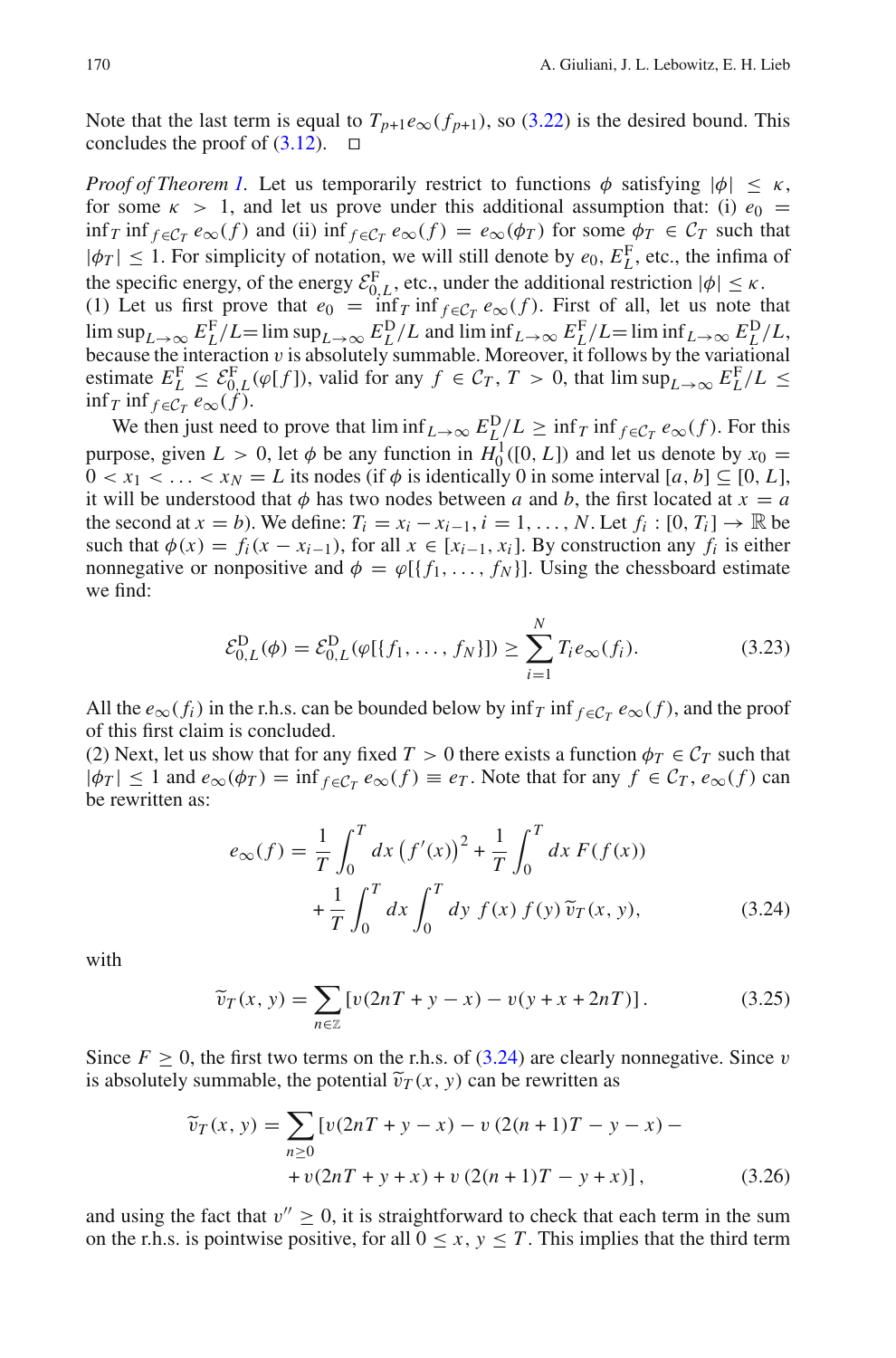Note that the last term is equal to $T_{p+1}e_\infty(f_{p+1})$, so (3.22) is the desired bound. This concludes the proof of (3.12). $\square$

*Proof of Theorem 1.* Let us temporarily restrict to functions $\phi$ satisfying $|\phi| \le \kappa$, for some $\kappa > 1$, and let us prove under this additional assumption that: (i) $e_0 = \inf_T \inf_{f\in\mathcal{C}_T} e_\infty(f)$ and (ii) $\inf_{f\in\mathcal{C}_T} e_\infty(f) = e_\infty(\phi_T)$ for some $\phi_T \in \mathcal{C}_T$ such that $|\phi_T| \le 1$. For simplicity of notation, we will still denote by $e_0$, $E_L^{\rm F}$, etc., the infima of the specific energy, of the energy $\mathcal{E}_{0,L}^{\rm F}$, etc., under the additional restriction $|\phi| \le \kappa$.

(1) Let us first prove that $e_0 = \inf_T \inf_{f\in\mathcal{C}_T} e_\infty(f)$. First of all, let us note that $\limsup_{L\to\infty} E_L^{\rm F}/L = \limsup_{L\to\infty} E_L^{\rm D}/L$ and $\liminf_{L\to\infty} E_L^{\rm F}/L = \liminf_{L\to\infty} E_L^{\rm D}/L$, because the interaction $v$ is absolutely summable. Moreover, it follows by the variational estimate $E_L^{\rm F} \le \mathcal{E}_{0,L}^{\rm F}(\varphi[f])$, valid for any $f \in \mathcal{C}_T$, $T > 0$, that $\limsup_{L\to\infty} E_L^{\rm F}/L \le \inf_T \inf_{f\in\mathcal{C}_T} e_\infty(f)$.

We then just need to prove that $\liminf_{L\to\infty} E_L^{\rm D}/L \ge \inf_T \inf_{f\in\mathcal{C}_T} e_\infty(f)$. For this purpose, given $L > 0$, let $\phi$ be any function in $H_0^1([0, L])$ and let us denote by $x_0 = 0 < x_1 < \ldots < x_N = L$ its nodes (if $\phi$ is identically 0 in some interval $[a, b] \subseteq [0, L]$, it will be understood that $\phi$ has two nodes between $a$ and $b$, the first located at $x = a$ the second at $x = b$). We define: $T_i = x_i - x_{i-1}$, $i = 1, \ldots, N$. Let $f_i : [0, T_i] \to \mathbb{R}$ be such that $\phi(x) = f_i(x - x_{i-1})$, for all $x \in [x_{i-1}, x_i]$. By construction any $f_i$ is either nonnegative or nonpositive and $\phi = \varphi[\{f_1, \ldots, f_N\}]$. Using the chessboard estimate we find:

$$
\mathcal{E}_{0,L}^{\rm D}(\phi) = \mathcal{E}_{0,L}^{\rm D}(\varphi[\{f_1, \ldots, f_N\}]) \ge \sum_{i=1}^{N} T_i e_\infty(f_i). \tag{3.23}
$$

All the $e_\infty(f_i)$ in the r.h.s. can be bounded below by $\inf_T \inf_{f\in\mathcal{C}_T} e_\infty(f)$, and the proof of this first claim is concluded.

(2) Next, let us show that for any fixed $T > 0$ there exists a function $\phi_T \in \mathcal{C}_T$ such that $|\phi_T| \le 1$ and $e_\infty(\phi_T) = \inf_{f\in\mathcal{C}_T} e_\infty(f) \equiv e_T$. Note that for any $f \in \mathcal{C}_T$, $e_\infty(f)$ can be rewritten as:

$$
\begin{aligned}
e_\infty(f) = \frac{1}{T}\int_0^T dx\, \big(f'(x)\big)^2 + \frac{1}{T}\int_0^T dx\, F(f(x)) \\
+ \frac{1}{T}\int_0^T dx \int_0^T dy\; f(x)\, f(y)\, \widetilde{v}_T(x, y),
\end{aligned} \tag{3.24}
$$

with

$$
\widetilde{v}_T(x, y) = \sum_{n\in\mathbb{Z}} \left[ v(2nT + y - x) - v(y + x + 2nT) \right]. \tag{3.25}
$$

Since $F \ge 0$, the first two terms on the r.h.s. of (3.24) are clearly nonnegative. Since $v$ is absolutely summable, the potential $\widetilde{v}_T(x, y)$ can be rewritten as

$$
\begin{aligned}
\widetilde{v}_T(x, y) = \sum_{n\ge 0} [v(2nT + y - x) - v\,(2(n+1)T - y - x) - \\
+ v(2nT + y + x) + v\,(2(n+1)T - y + x)],
\end{aligned} \tag{3.26}
$$

and using the fact that $v'' \ge 0$, it is straightforward to check that each term in the sum on the r.h.s. is pointwise positive, for all $0 \le x, y \le T$. This implies that the third term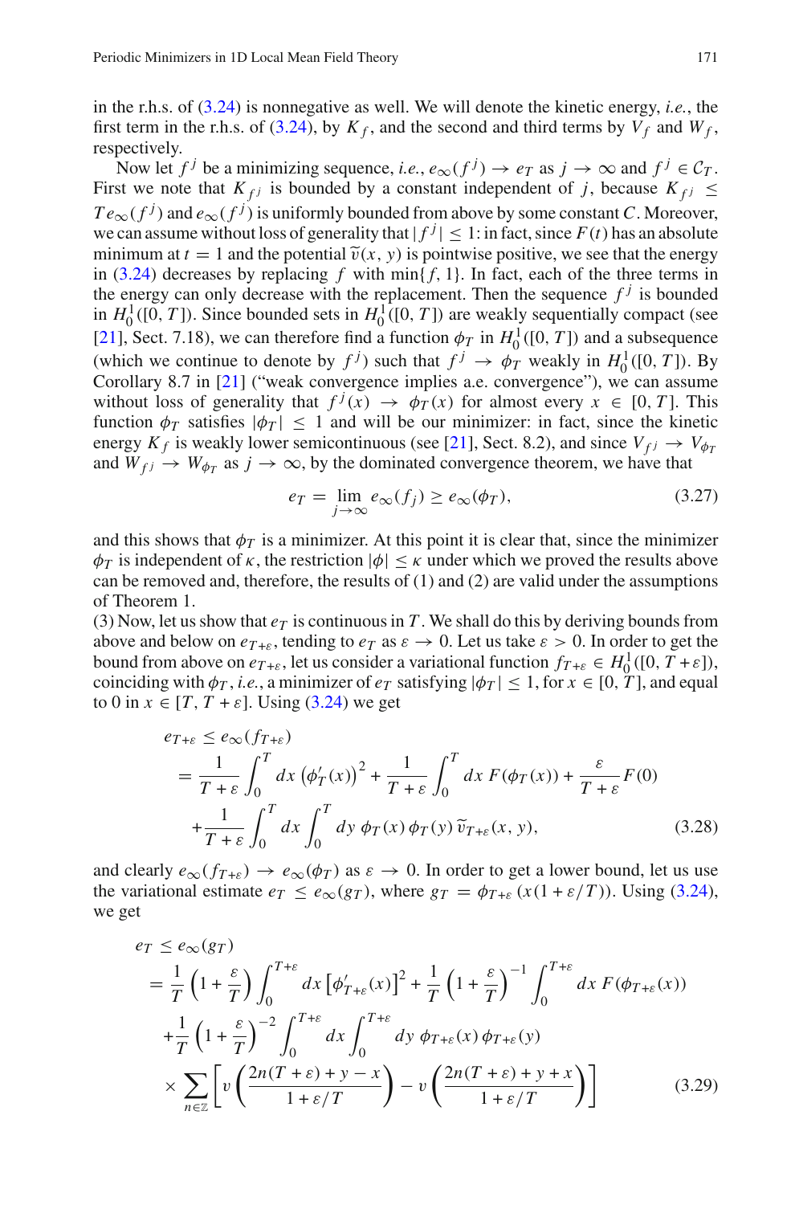in the r.h.s. of (3.24) is nonnegative as well. We will denote the kinetic energy, *i.e.*, the first term in the r.h.s. of (3.24), by $K_f$, and the second and third terms by $V_f$ and $W_f$, respectively.

Now let $f^j$ be a minimizing sequence, *i.e.*, $e_\infty(f^j) \to e_T$ as $j \to \infty$ and $f^j \in \mathcal{C}_T$. First we note that $K_{f^j}$ is bounded by a constant independent of $j$, because $K_{f^j} \leq T e_\infty(f^j)$ and $e_\infty(f^j)$ is uniformly bounded from above by some constant $C$. Moreover, we can assume without loss of generality that $|f^j| \leq 1$: in fact, since $F(t)$ has an absolute minimum at $t = 1$ and the potential $\widetilde{v}(x, y)$ is pointwise positive, we see that the energy in (3.24) decreases by replacing $f$ with $\min\{f, 1\}$. In fact, each of the three terms in the energy can only decrease with the replacement. Then the sequence $f^j$ is bounded in $H_0^1([0, T])$. Since bounded sets in $H_0^1([0, T])$ are weakly sequentially compact (see [21], Sect. 7.18), we can therefore find a function $\phi_T$ in $H_0^1([0, T])$ and a subsequence (which we continue to denote by $f^j$) such that $f^j \to \phi_T$ weakly in $H_0^1([0, T])$. By Corollary 8.7 in [21] ("weak convergence implies a.e. convergence"), we can assume without loss of generality that $f^j(x) \to \phi_T(x)$ for almost every $x \in [0, T]$. This function $\phi_T$ satisfies $|\phi_T| \leq 1$ and will be our minimizer: in fact, since the kinetic energy $K_f$ is weakly lower semicontinuous (see [21], Sect. 8.2), and since $V_{f^j} \to V_{\phi_T}$ and $W_{f^j} \to W_{\phi_T}$ as $j \to \infty$, by the dominated convergence theorem, we have that

$$e_T = \lim_{j\to\infty} e_\infty(f_j) \geq e_\infty(\phi_T), \tag{3.27}$$

and this shows that $\phi_T$ is a minimizer. At this point it is clear that, since the minimizer $\phi_T$ is independent of $\kappa$, the restriction $|\phi| \leq \kappa$ under which we proved the results above can be removed and, therefore, the results of (1) and (2) are valid under the assumptions of Theorem 1.

(3) Now, let us show that $e_T$ is continuous in $T$. We shall do this by deriving bounds from above and below on $e_{T+\varepsilon}$, tending to $e_T$ as $\varepsilon \to 0$. Let us take $\varepsilon > 0$. In order to get the bound from above on $e_{T+\varepsilon}$, let us consider a variational function $f_{T+\varepsilon} \in H_0^1([0, T+\varepsilon])$, coinciding with $\phi_T$, *i.e.*, a minimizer of $e_T$ satisfying $|\phi_T| \leq 1$, for $x \in [0, T]$, and equal to 0 in $x \in [T, T+\varepsilon]$. Using (3.24) we get

$$\begin{aligned}
e_{T+\varepsilon} &\leq e_\infty(f_{T+\varepsilon}) \\
&= \frac{1}{T+\varepsilon}\int_0^T dx\, \left(\phi_T'(x)\right)^2 + \frac{1}{T+\varepsilon}\int_0^T dx\, F(\phi_T(x)) + \frac{\varepsilon}{T+\varepsilon}F(0) \\
&\quad + \frac{1}{T+\varepsilon}\int_0^T dx \int_0^T dy\, \phi_T(x)\,\phi_T(y)\,\widetilde{v}_{T+\varepsilon}(x, y),
\end{aligned} \tag{3.28}$$

and clearly $e_\infty(f_{T+\varepsilon}) \to e_\infty(\phi_T)$ as $\varepsilon \to 0$. In order to get a lower bound, let us use the variational estimate $e_T \leq e_\infty(g_T)$, where $g_T = \phi_{T+\varepsilon}\,(x(1+\varepsilon/T))$. Using (3.24), we get

$$\begin{aligned}
e_T &\leq e_\infty(g_T) \\
&= \frac{1}{T}\left(1+\frac{\varepsilon}{T}\right)\int_0^{T+\varepsilon} dx\, \left[\phi_{T+\varepsilon}'(x)\right]^2 + \frac{1}{T}\left(1+\frac{\varepsilon}{T}\right)^{-1}\int_0^{T+\varepsilon} dx\, F(\phi_{T+\varepsilon}(x)) \\
&\quad + \frac{1}{T}\left(1+\frac{\varepsilon}{T}\right)^{-2}\int_0^{T+\varepsilon} dx \int_0^{T+\varepsilon} dy\, \phi_{T+\varepsilon}(x)\,\phi_{T+\varepsilon}(y) \\
&\quad \times \sum_{n\in\mathbb{Z}}\left[v\left(\frac{2n(T+\varepsilon)+y-x}{1+\varepsilon/T}\right) - v\left(\frac{2n(T+\varepsilon)+y+x}{1+\varepsilon/T}\right)\right]
\end{aligned} \tag{3.29}$$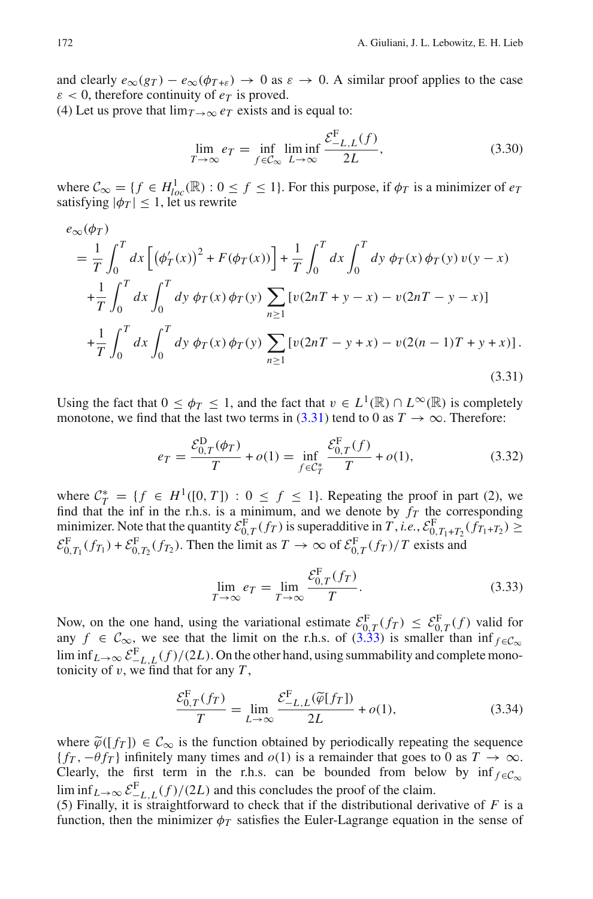and clearly $e_\infty(g_T) - e_\infty(\phi_{T+\varepsilon}) \to 0$ as $\varepsilon \to 0$. A similar proof applies to the case $\varepsilon < 0$, therefore continuity of $e_T$ is proved.
(4) Let us prove that $\lim_{T\to\infty} e_T$ exists and is equal to:

$$\lim_{T\to\infty} e_T = \inf_{f\in\mathcal{C}_\infty} \liminf_{L\to\infty} \frac{\mathcal{E}^{\rm F}_{-L,L}(f)}{2L}, \tag{3.30}$$

where $\mathcal{C}_\infty = \{f \in H^1_{loc}(\mathbb{R}) : 0 \le f \le 1\}$. For this purpose, if $\phi_T$ is a minimizer of $e_T$ satisfying $|\phi_T| \le 1$, let us rewrite

$$\begin{aligned}
&e_\infty(\phi_T)\\
&= \frac{1}{T}\int_0^T dx \left[\left(\phi_T'(x)\right)^2 + F(\phi_T(x))\right] + \frac{1}{T}\int_0^T dx \int_0^T dy\ \phi_T(x)\,\phi_T(y)\, v(y-x)\\
&+ \frac{1}{T}\int_0^T dx \int_0^T dy\ \phi_T(x)\,\phi_T(y) \sum_{n\ge 1} [v(2nT + y - x) - v(2nT - y - x)]\\
&+ \frac{1}{T}\int_0^T dx \int_0^T dy\ \phi_T(x)\,\phi_T(y) \sum_{n\ge 1} [v(2nT - y + x) - v(2(n-1)T + y + x)]\,.
\end{aligned} \tag{3.31}$$

Using the fact that $0 \le \phi_T \le 1$, and the fact that $v \in L^1(\mathbb{R}) \cap L^\infty(\mathbb{R})$ is completely monotone, we find that the last two terms in (3.31) tend to 0 as $T \to \infty$. Therefore:

$$e_T = \frac{\mathcal{E}^{\rm D}_{0,T}(\phi_T)}{T} + o(1) = \inf_{f\in\mathcal{C}_T^*} \frac{\mathcal{E}^{\rm F}_{0,T}(f)}{T} + o(1), \tag{3.32}$$

where $\mathcal{C}_T^* = \{f \in H^1([0,T]) : 0 \le f \le 1\}$. Repeating the proof in part (2), we find that the inf in the r.h.s. is a minimum, and we denote by $f_T$ the corresponding minimizer. Note that the quantity $\mathcal{E}^{\rm F}_{0,T}(f_T)$ is superadditive in $T$, *i.e.*, $\mathcal{E}^{\rm F}_{0,T_1+T_2}(f_{T_1+T_2}) \ge \mathcal{E}^{\rm F}_{0,T_1}(f_{T_1}) + \mathcal{E}^{\rm F}_{0,T_2}(f_{T_2})$. Then the limit as $T \to \infty$ of $\mathcal{E}^{\rm F}_{0,T}(f_T)/T$ exists and

$$\lim_{T\to\infty} e_T = \lim_{T\to\infty} \frac{\mathcal{E}^{\rm F}_{0,T}(f_T)}{T}. \tag{3.33}$$

Now, on the one hand, using the variational estimate $\mathcal{E}^{\rm F}_{0,T}(f_T) \le \mathcal{E}^{\rm F}_{0,T}(f)$ valid for any $f \in \mathcal{C}_\infty$, we see that the limit on the r.h.s. of (3.33) is smaller than $\inf_{f\in\mathcal{C}_\infty} \liminf_{L\to\infty} \mathcal{E}^{\rm F}_{-L,L}(f)/(2L)$. On the other hand, using summability and complete monotonicity of $v$, we find that for any $T$,

$$\frac{\mathcal{E}^{\rm F}_{0,T}(f_T)}{T} = \lim_{L\to\infty} \frac{\mathcal{E}^{\rm F}_{-L,L}(\widetilde{\varphi}[f_T])}{2L} + o(1), \tag{3.34}$$

where $\widetilde{\varphi}([f_T]) \in \mathcal{C}_\infty$ is the function obtained by periodically repeating the sequence $\{f_T, -\theta f_T\}$ infinitely many times and $o(1)$ is a remainder that goes to 0 as $T \to \infty$. Clearly, the first term in the r.h.s. can be bounded from below by $\inf_{f\in\mathcal{C}_\infty} \liminf_{L\to\infty} \mathcal{E}^{\rm F}_{-L,L}(f)/(2L)$ and this concludes the proof of the claim.
(5) Finally, it is straightforward to check that if the distributional derivative of $F$ is a function, then the minimizer $\phi_T$ satisfies the Euler-Lagrange equation in the sense of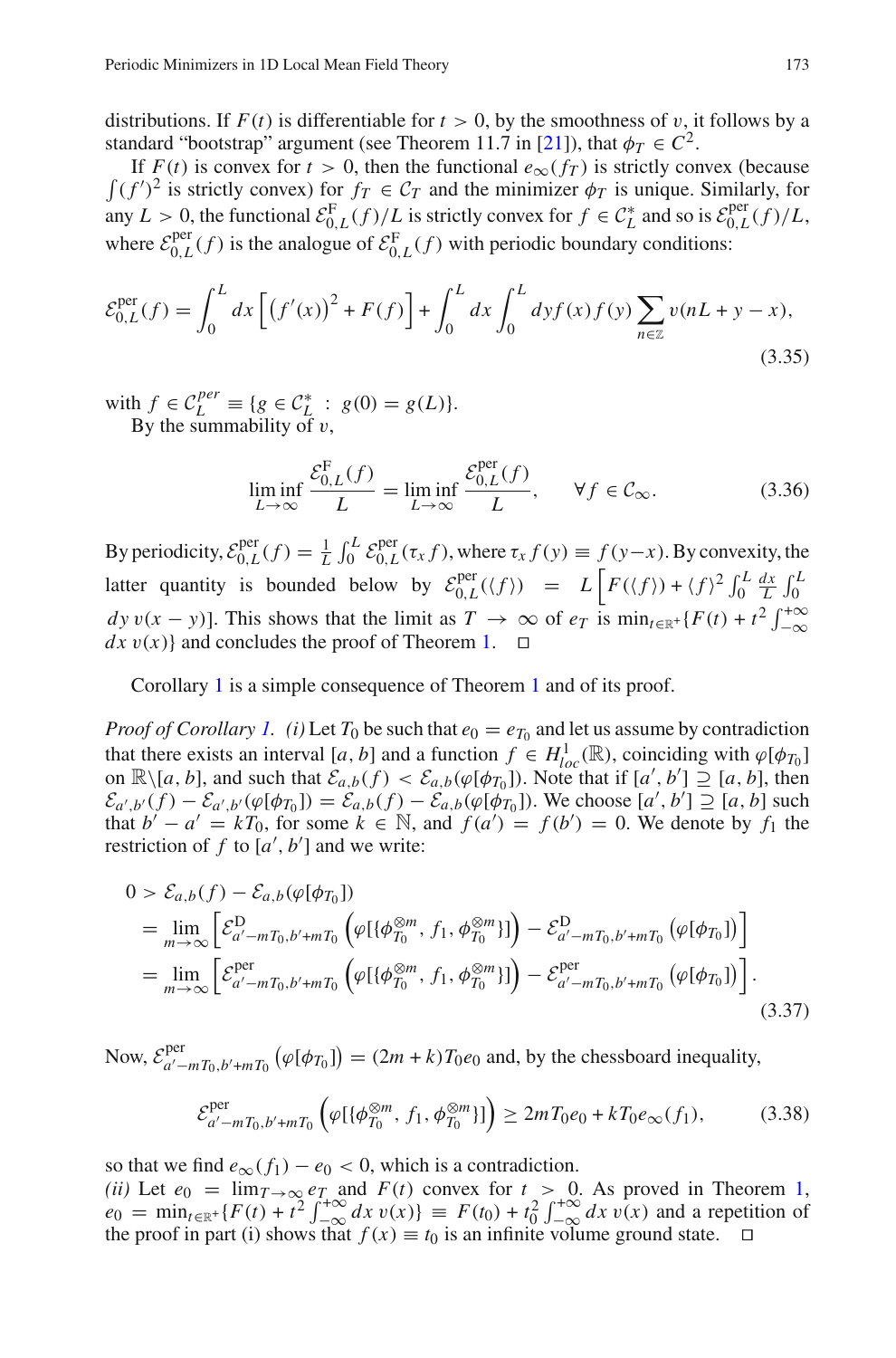distributions. If $F(t)$ is differentiable for $t > 0$, by the smoothness of $v$, it follows by a standard "bootstrap" argument (see Theorem 11.7 in [21]), that $\phi_T \in C^2$.

If $F(t)$ is convex for $t > 0$, then the functional $e_\infty(f_T)$ is strictly convex (because $\int (f')^2$ is strictly convex) for $f_T \in \mathcal{C}_T$ and the minimizer $\phi_T$ is unique. Similarly, for any $L > 0$, the functional $\mathcal{E}^{\mathrm{F}}_{0,L}(f)/L$ is strictly convex for $f \in \mathcal{C}^*_L$ and so is $\mathcal{E}^{\mathrm{per}}_{0,L}(f)/L$, where $\mathcal{E}^{\mathrm{per}}_{0,L}(f)$ is the analogue of $\mathcal{E}^{\mathrm{F}}_{0,L}(f)$ with periodic boundary conditions:

$$
\mathcal{E}^{\mathrm{per}}_{0,L}(f) = \int_0^L dx \left[ \left(f'(x)\right)^2 + F(f) \right] + \int_0^L dx \int_0^L dy\, f(x) f(y) \sum_{n \in \mathbb{Z}} v(nL + y - x), \tag{3.35}
$$

with $f \in \mathcal{C}^{per}_L \equiv \{g \in \mathcal{C}^*_L \,:\, g(0) = g(L)\}$.

By the summability of $v$,

$$
\liminf_{L \to \infty} \frac{\mathcal{E}^{\mathrm{F}}_{0,L}(f)}{L} = \liminf_{L \to \infty} \frac{\mathcal{E}^{\mathrm{per}}_{0,L}(f)}{L}, \qquad \forall f \in \mathcal{C}_\infty. \tag{3.36}
$$

By periodicity, $\mathcal{E}^{\mathrm{per}}_{0,L}(f) = \frac{1}{L}\int_0^L \mathcal{E}^{\mathrm{per}}_{0,L}(\tau_x f)$, where $\tau_x f(y) \equiv f(y-x)$. By convexity, the latter quantity is bounded below by $\mathcal{E}^{\mathrm{per}}_{0,L}(\langle f \rangle) = L\Big[F(\langle f \rangle) + \langle f \rangle^2 \int_0^L \frac{dx}{L} \int_0^L dy\, v(x-y)\Big]$. This shows that the limit as $T \to \infty$ of $e_T$ is $\min_{t \in \mathbb{R}^+}\{F(t) + t^2 \int_{-\infty}^{+\infty} dx\, v(x)\}$ and concludes the proof of Theorem 1. $\square$

Corollary 1 is a simple consequence of Theorem 1 and of its proof.

*Proof of Corollary 1.* *(i)* Let $T_0$ be such that $e_0 = e_{T_0}$ and let us assume by contradiction that there exists an interval $[a, b]$ and a function $f \in H^1_{loc}(\mathbb{R})$, coinciding with $\varphi[\phi_{T_0}]$ on $\mathbb{R} \backslash [a, b]$, and such that $\mathcal{E}_{a,b}(f) < \mathcal{E}_{a,b}(\varphi[\phi_{T_0}])$. Note that if $[a', b'] \supseteq [a, b]$, then $\mathcal{E}_{a',b'}(f) - \mathcal{E}_{a',b'}(\varphi[\phi_{T_0}]) = \mathcal{E}_{a,b}(f) - \mathcal{E}_{a,b}(\varphi[\phi_{T_0}])$. We choose $[a', b'] \supseteq [a, b]$ such that $b' - a' = kT_0$, for some $k \in \mathbb{N}$, and $f(a') = f(b') = 0$. We denote by $f_1$ the restriction of $f$ to $[a', b']$ and we write:

$$
\begin{aligned}
0 &> \mathcal{E}_{a,b}(f) - \mathcal{E}_{a,b}(\varphi[\phi_{T_0}]) \\
&= \lim_{m \to \infty} \left[ \mathcal{E}^{\mathrm{D}}_{a'-mT_0, b'+mT_0} \left( \varphi[\{\phi_{T_0}^{\otimes m}, f_1, \phi_{T_0}^{\otimes m}\}] \right) - \mathcal{E}^{\mathrm{D}}_{a'-mT_0, b'+mT_0} \left( \varphi[\phi_{T_0}] \right) \right] \\
&= \lim_{m \to \infty} \left[ \mathcal{E}^{\mathrm{per}}_{a'-mT_0, b'+mT_0} \left( \varphi[\{\phi_{T_0}^{\otimes m}, f_1, \phi_{T_0}^{\otimes m}\}] \right) - \mathcal{E}^{\mathrm{per}}_{a'-mT_0, b'+mT_0} \left( \varphi[\phi_{T_0}] \right) \right].
\end{aligned} \tag{3.37}
$$

Now, $\mathcal{E}^{\mathrm{per}}_{a'-mT_0, b'+mT_0}\left(\varphi[\phi_{T_0}]\right) = (2m+k)T_0 e_0$ and, by the chessboard inequality,

$$
\mathcal{E}^{\mathrm{per}}_{a'-mT_0, b'+mT_0} \left( \varphi[\{\phi_{T_0}^{\otimes m}, f_1, \phi_{T_0}^{\otimes m}\}] \right) \geq 2mT_0 e_0 + kT_0 e_\infty(f_1), \tag{3.38}
$$

so that we find $e_\infty(f_1) - e_0 < 0$, which is a contradiction.

*(ii)* Let $e_0 = \lim_{T \to \infty} e_T$ and $F(t)$ convex for $t > 0$. As proved in Theorem 1, $e_0 = \min_{t \in \mathbb{R}^+}\{F(t) + t^2 \int_{-\infty}^{+\infty} dx\, v(x)\} \equiv F(t_0) + t_0^2 \int_{-\infty}^{+\infty} dx\, v(x)$ and a repetition of the proof in part (i) shows that $f(x) \equiv t_0$ is an infinite volume ground state. $\square$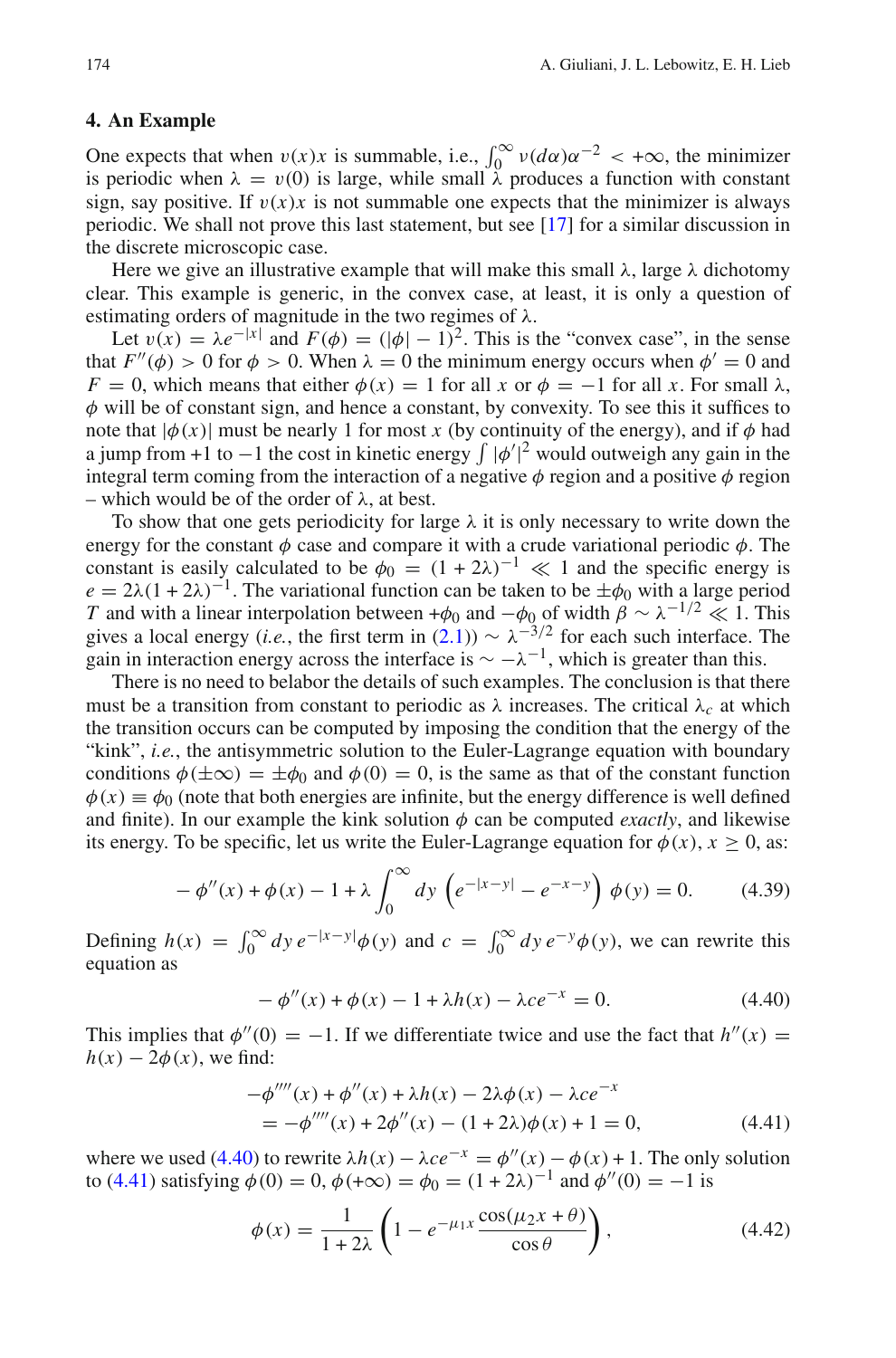## 4. An Example

One expects that when $v(x)x$ is summable, i.e., $\int_0^\infty \nu(d\alpha)\alpha^{-2} < +\infty$, the minimizer is periodic when $\lambda = v(0)$ is large, while small $\lambda$ produces a function with constant sign, say positive. If $v(x)x$ is not summable one expects that the minimizer is always periodic. We shall not prove this last statement, but see [17] for a similar discussion in the discrete microscopic case.

Here we give an illustrative example that will make this small $\lambda$, large $\lambda$ dichotomy clear. This example is generic, in the convex case, at least, it is only a question of estimating orders of magnitude in the two regimes of $\lambda$.

Let $v(x) = \lambda e^{-|x|}$ and $F(\phi) = (|\phi| - 1)^2$. This is the "convex case", in the sense that $F''(\phi) > 0$ for $\phi > 0$. When $\lambda = 0$ the minimum energy occurs when $\phi' = 0$ and $F = 0$, which means that either $\phi(x) = 1$ for all $x$ or $\phi = -1$ for all $x$. For small $\lambda$, $\phi$ will be of constant sign, and hence a constant, by convexity. To see this it suffices to note that $|\phi(x)|$ must be nearly 1 for most $x$ (by continuity of the energy), and if $\phi$ had a jump from +1 to $-1$ the cost in kinetic energy $\int |\phi'|^2$ would outweigh any gain in the integral term coming from the interaction of a negative $\phi$ region and a positive $\phi$ region – which would be of the order of $\lambda$, at best.

To show that one gets periodicity for large $\lambda$ it is only necessary to write down the energy for the constant $\phi$ case and compare it with a crude variational periodic $\phi$. The constant is easily calculated to be $\phi_0 = (1 + 2\lambda)^{-1} \ll 1$ and the specific energy is $e = 2\lambda(1 + 2\lambda)^{-1}$. The variational function can be taken to be $\pm\phi_0$ with a large period $T$ and with a linear interpolation between $+\phi_0$ and $-\phi_0$ of width $\beta \sim \lambda^{-1/2} \ll 1$. This gives a local energy (*i.e.*, the first term in (2.1)) $\sim \lambda^{-3/2}$ for each such interface. The gain in interaction energy across the interface is $\sim -\lambda^{-1}$, which is greater than this.

There is no need to belabor the details of such examples. The conclusion is that there must be a transition from constant to periodic as $\lambda$ increases. The critical $\lambda_c$ at which the transition occurs can be computed by imposing the condition that the energy of the "kink", *i.e.*, the antisymmetric solution to the Euler-Lagrange equation with boundary conditions $\phi(\pm\infty) = \pm\phi_0$ and $\phi(0) = 0$, is the same as that of the constant function $\phi(x) \equiv \phi_0$ (note that both energies are infinite, but the energy difference is well defined and finite). In our example the kink solution $\phi$ can be computed *exactly*, and likewise its energy. To be specific, let us write the Euler-Lagrange equation for $\phi(x)$, $x \geq 0$, as:

$$- \phi''(x) + \phi(x) - 1 + \lambda \int_0^\infty dy \left( e^{-|x-y|} - e^{-x-y} \right) \phi(y) = 0. \tag{4.39}$$

Defining $h(x) = \int_0^\infty dy\, e^{-|x-y|}\phi(y)$ and $c = \int_0^\infty dy\, e^{-y}\phi(y)$, we can rewrite this equation as

$$- \phi''(x) + \phi(x) - 1 + \lambda h(x) - \lambda c e^{-x} = 0. \tag{4.40}$$

This implies that $\phi''(0) = -1$. If we differentiate twice and use the fact that $h''(x) = h(x) - 2\phi(x)$, we find:

$$\begin{aligned} &-\phi''''(x) + \phi''(x) + \lambda h(x) - 2\lambda\phi(x) - \lambda c e^{-x} \\ &\quad = -\phi''''(x) + 2\phi''(x) - (1 + 2\lambda)\phi(x) + 1 = 0, \end{aligned} \tag{4.41}$$

where we used (4.40) to rewrite $\lambda h(x) - \lambda c e^{-x} = \phi''(x) - \phi(x) + 1$. The only solution to (4.41) satisfying $\phi(0) = 0$, $\phi(+\infty) = \phi_0 = (1 + 2\lambda)^{-1}$ and $\phi''(0) = -1$ is

$$\phi(x) = \frac{1}{1 + 2\lambda} \left( 1 - e^{-\mu_1 x} \frac{\cos(\mu_2 x + \theta)}{\cos\theta} \right), \tag{4.42}$$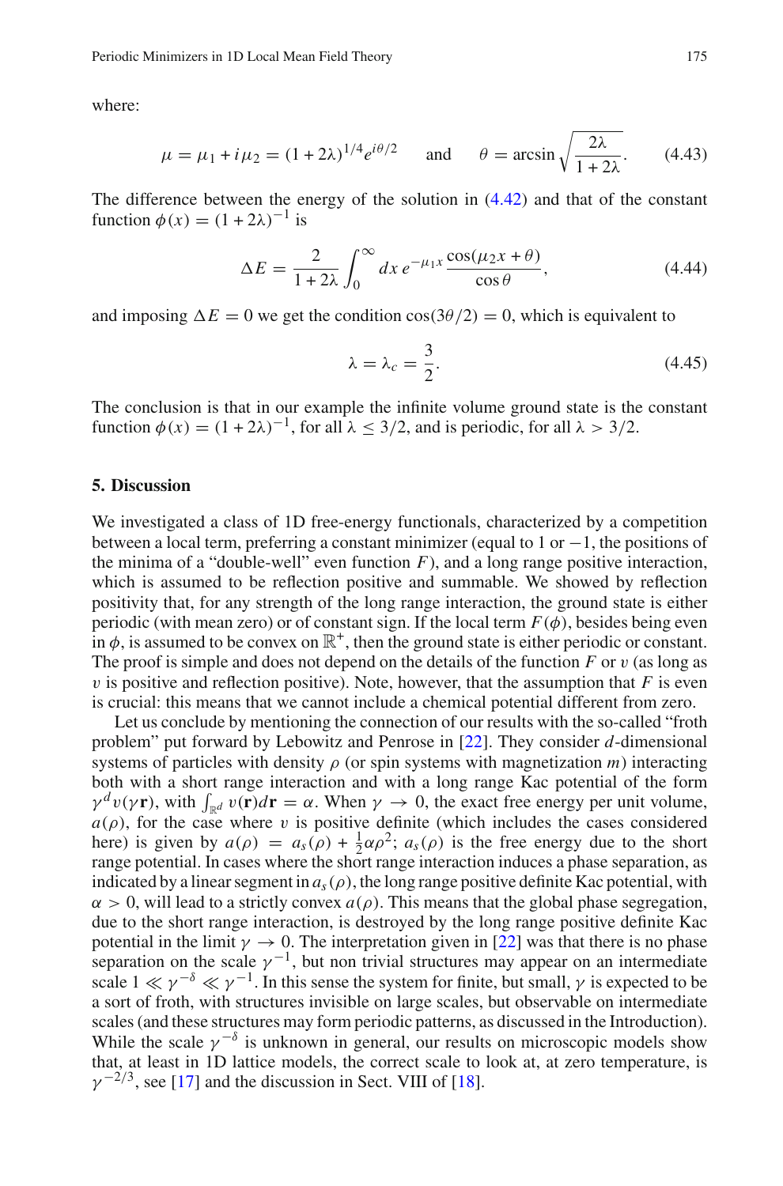where:

$$\mu = \mu_1 + i\mu_2 = (1 + 2\lambda)^{1/4} e^{i\theta/2} \quad \text{and} \quad \theta = \arcsin\sqrt{\frac{2\lambda}{1 + 2\lambda}}. \tag{4.43}$$

The difference between the energy of the solution in (4.42) and that of the constant function $\phi(x) = (1 + 2\lambda)^{-1}$ is

$$\Delta E = \frac{2}{1 + 2\lambda} \int_0^\infty dx\, e^{-\mu_1 x} \frac{\cos(\mu_2 x + \theta)}{\cos\theta}, \tag{4.44}$$

and imposing $\Delta E = 0$ we get the condition $\cos(3\theta/2) = 0$, which is equivalent to

$$\lambda = \lambda_c = \frac{3}{2}. \tag{4.45}$$

The conclusion is that in our example the infinite volume ground state is the constant function $\phi(x) = (1 + 2\lambda)^{-1}$, for all $\lambda \le 3/2$, and is periodic, for all $\lambda > 3/2$.

## 5. Discussion

We investigated a class of 1D free-energy functionals, characterized by a competition between a local term, preferring a constant minimizer (equal to 1 or $-1$, the positions of the minima of a "double-well" even function $F$), and a long range positive interaction, which is assumed to be reflection positive and summable. We showed by reflection positivity that, for any strength of the long range interaction, the ground state is either periodic (with mean zero) or of constant sign. If the local term $F(\phi)$, besides being even in $\phi$, is assumed to be convex on $\mathbb{R}^+$, then the ground state is either periodic or constant. The proof is simple and does not depend on the details of the function $F$ or $v$ (as long as $v$ is positive and reflection positive). Note, however, that the assumption that $F$ is even is crucial: this means that we cannot include a chemical potential different from zero.

Let us conclude by mentioning the connection of our results with the so-called "froth problem" put forward by Lebowitz and Penrose in [22]. They consider $d$-dimensional systems of particles with density $\rho$ (or spin systems with magnetization $m$) interacting both with a short range interaction and with a long range Kac potential of the form $\gamma^d v(\gamma \mathbf{r})$, with $\int_{\mathbb{R}^d} v(\mathbf{r}) d\mathbf{r} = \alpha$. When $\gamma \to 0$, the exact free energy per unit volume, $a(\rho)$, for the case where $v$ is positive definite (which includes the cases considered here) is given by $a(\rho) = a_s(\rho) + \frac{1}{2}\alpha\rho^2$; $a_s(\rho)$ is the free energy due to the short range potential. In cases where the short range interaction induces a phase separation, as indicated by a linear segment in $a_s(\rho)$, the long range positive definite Kac potential, with $\alpha > 0$, will lead to a strictly convex $a(\rho)$. This means that the global phase segregation, due to the short range interaction, is destroyed by the long range positive definite Kac potential in the limit $\gamma \to 0$. The interpretation given in [22] was that there is no phase separation on the scale $\gamma^{-1}$, but non trivial structures may appear on an intermediate scale $1 \ll \gamma^{-\delta} \ll \gamma^{-1}$. In this sense the system for finite, but small, $\gamma$ is expected to be a sort of froth, with structures invisible on large scales, but observable on intermediate scales (and these structures may form periodic patterns, as discussed in the Introduction). While the scale $\gamma^{-\delta}$ is unknown in general, our results on microscopic models show that, at least in 1D lattice models, the correct scale to look at, at zero temperature, is $\gamma^{-2/3}$, see [17] and the discussion in Sect. VIII of [18].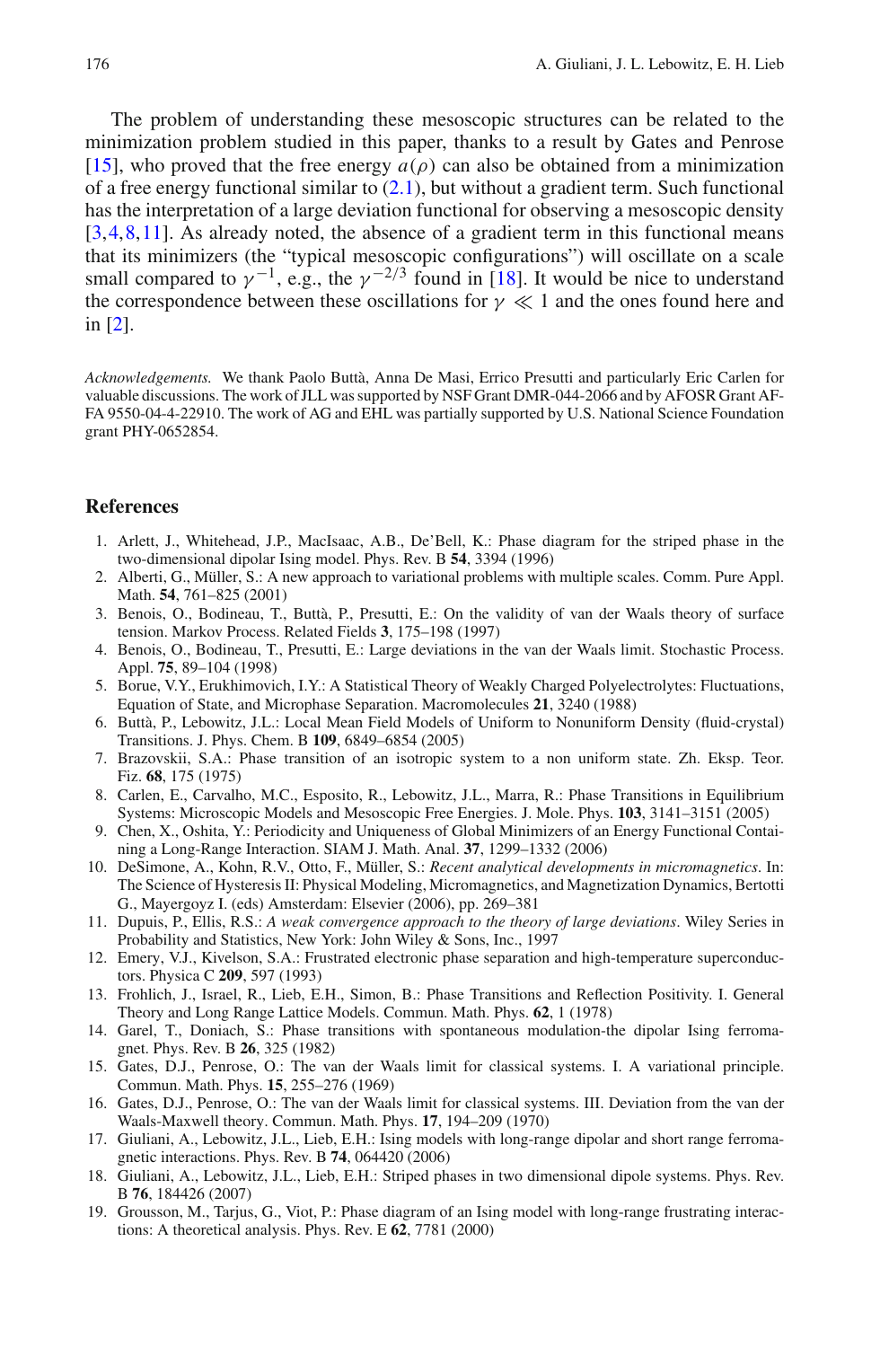The problem of understanding these mesoscopic structures can be related to the minimization problem studied in this paper, thanks to a result by Gates and Penrose [15], who proved that the free energy $a(\rho)$ can also be obtained from a minimization of a free energy functional similar to (2.1), but without a gradient term. Such functional has the interpretation of a large deviation functional for observing a mesoscopic density [3,4,8,11]. As already noted, the absence of a gradient term in this functional means that its minimizers (the "typical mesoscopic configurations") will oscillate on a scale small compared to $\gamma^{-1}$, e.g., the $\gamma^{-2/3}$ found in [18]. It would be nice to understand the correspondence between these oscillations for $\gamma \ll 1$ and the ones found here and in [2].

*Acknowledgements.* We thank Paolo Buttà, Anna De Masi, Errico Presutti and particularly Eric Carlen for valuable discussions. The work of JLL was supported by NSF Grant DMR-044-2066 and by AFOSR Grant AF-FA 9550-04-4-22910. The work of AG and EHL was partially supported by U.S. National Science Foundation grant PHY-0652854.

## References

1. Arlett, J., Whitehead, J.P., MacIsaac, A.B., De'Bell, K.: Phase diagram for the striped phase in the two-dimensional dipolar Ising model. Phys. Rev. B **54**, 3394 (1996)
2. Alberti, G., Müller, S.: A new approach to variational problems with multiple scales. Comm. Pure Appl. Math. **54**, 761–825 (2001)
3. Benois, O., Bodineau, T., Buttà, P., Presutti, E.: On the validity of van der Waals theory of surface tension. Markov Process. Related Fields **3**, 175–198 (1997)
4. Benois, O., Bodineau, T., Presutti, E.: Large deviations in the van der Waals limit. Stochastic Process. Appl. **75**, 89–104 (1998)
5. Borue, V.Y., Erukhimovich, I.Y.: A Statistical Theory of Weakly Charged Polyelectrolytes: Fluctuations, Equation of State, and Microphase Separation. Macromolecules **21**, 3240 (1988)
6. Buttà, P., Lebowitz, J.L.: Local Mean Field Models of Uniform to Nonuniform Density (fluid-crystal) Transitions. J. Phys. Chem. B **109**, 6849–6854 (2005)
7. Brazovskii, S.A.: Phase transition of an isotropic system to a non uniform state. Zh. Eksp. Teor. Fiz. **68**, 175 (1975)
8. Carlen, E., Carvalho, M.C., Esposito, R., Lebowitz, J.L., Marra, R.: Phase Transitions in Equilibrium Systems: Microscopic Models and Mesoscopic Free Energies. J. Mole. Phys. **103**, 3141–3151 (2005)
9. Chen, X., Oshita, Y.: Periodicity and Uniqueness of Global Minimizers of an Energy Functional Containing a Long-Range Interaction. SIAM J. Math. Anal. **37**, 1299–1332 (2006)
10. DeSimone, A., Kohn, R.V., Otto, F., Müller, S.: *Recent analytical developments in micromagnetics*. In: The Science of Hysteresis II: Physical Modeling, Micromagnetics, and Magnetization Dynamics, Bertotti G., Mayergoyz I. (eds) Amsterdam: Elsevier (2006), pp. 269–381
11. Dupuis, P., Ellis, R.S.: *A weak convergence approach to the theory of large deviations*. Wiley Series in Probability and Statistics, New York: John Wiley & Sons, Inc., 1997
12. Emery, V.J., Kivelson, S.A.: Frustrated electronic phase separation and high-temperature superconductors. Physica C **209**, 597 (1993)
13. Frohlich, J., Israel, R., Lieb, E.H., Simon, B.: Phase Transitions and Reflection Positivity. I. General Theory and Long Range Lattice Models. Commun. Math. Phys. **62**, 1 (1978)
14. Garel, T., Doniach, S.: Phase transitions with spontaneous modulation-the dipolar Ising ferromagnet. Phys. Rev. B **26**, 325 (1982)
15. Gates, D.J., Penrose, O.: The van der Waals limit for classical systems. I. A variational principle. Commun. Math. Phys. **15**, 255–276 (1969)
16. Gates, D.J., Penrose, O.: The van der Waals limit for classical systems. III. Deviation from the van der Waals-Maxwell theory. Commun. Math. Phys. **17**, 194–209 (1970)
17. Giuliani, A., Lebowitz, J.L., Lieb, E.H.: Ising models with long-range dipolar and short range ferromagnetic interactions. Phys. Rev. B **74**, 064420 (2006)
18. Giuliani, A., Lebowitz, J.L., Lieb, E.H.: Striped phases in two dimensional dipole systems. Phys. Rev. B **76**, 184426 (2007)
19. Grousson, M., Tarjus, G., Viot, P.: Phase diagram of an Ising model with long-range frustrating interactions: A theoretical analysis. Phys. Rev. E **62**, 7781 (2000)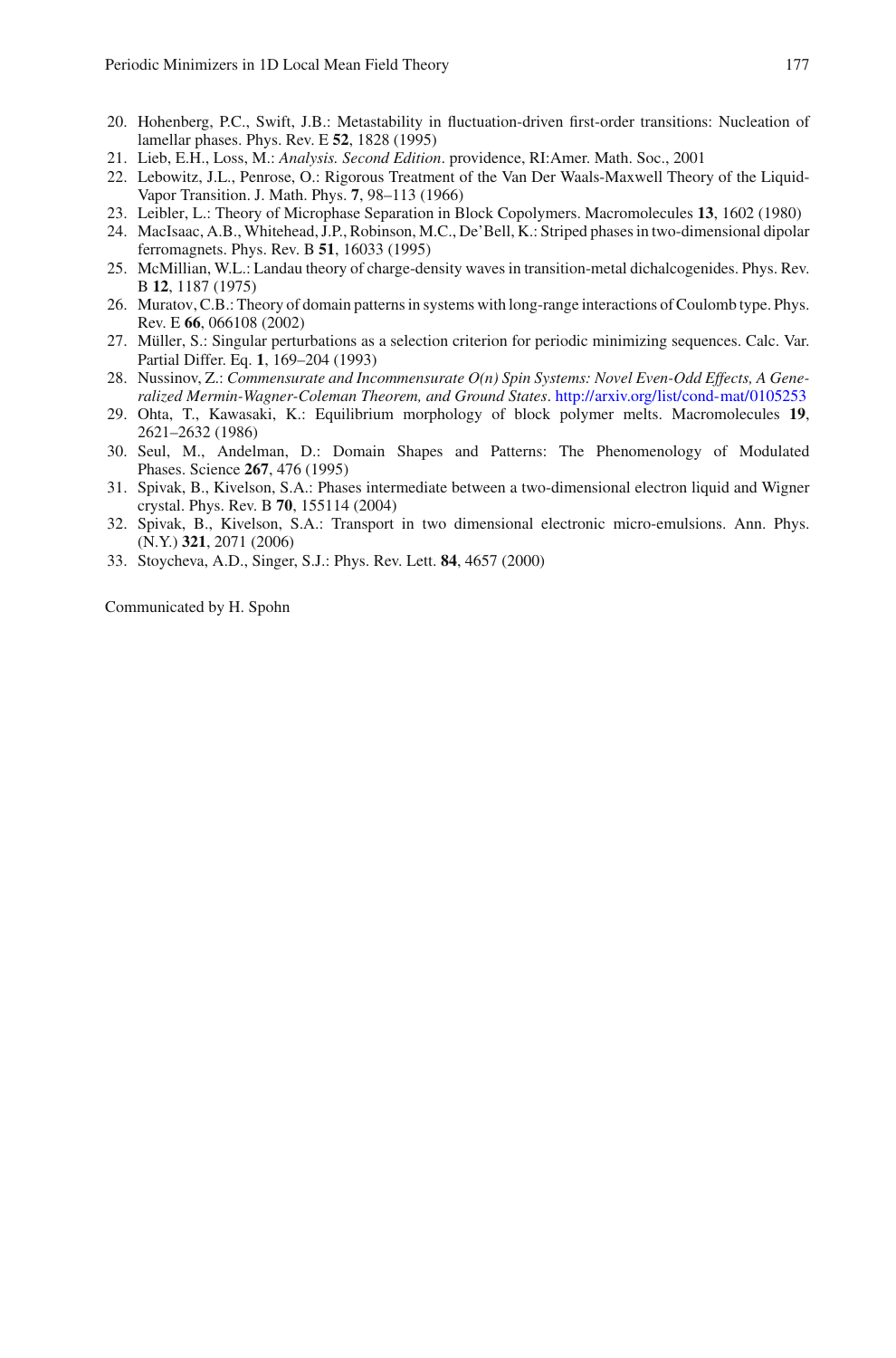20. Hohenberg, P.C., Swift, J.B.: Metastability in fluctuation-driven first-order transitions: Nucleation of lamellar phases. Phys. Rev. E **52**, 1828 (1995)
21. Lieb, E.H., Loss, M.: *Analysis. Second Edition*. providence, RI:Amer. Math. Soc., 2001
22. Lebowitz, J.L., Penrose, O.: Rigorous Treatment of the Van Der Waals-Maxwell Theory of the Liquid-Vapor Transition. J. Math. Phys. **7**, 98–113 (1966)
23. Leibler, L.: Theory of Microphase Separation in Block Copolymers. Macromolecules **13**, 1602 (1980)
24. MacIsaac, A.B., Whitehead, J.P., Robinson, M.C., De'Bell, K.: Striped phases in two-dimensional dipolar ferromagnets. Phys. Rev. B **51**, 16033 (1995)
25. McMillian, W.L.: Landau theory of charge-density waves in transition-metal dichalcogenides. Phys. Rev. B **12**, 1187 (1975)
26. Muratov, C.B.: Theory of domain patterns in systems with long-range interactions of Coulomb type. Phys. Rev. E **66**, 066108 (2002)
27. Müller, S.: Singular perturbations as a selection criterion for periodic minimizing sequences. Calc. Var. Partial Differ. Eq. **1**, 169–204 (1993)
28. Nussinov, Z.: *Commensurate and Incommensurate O(n) Spin Systems: Novel Even-Odd Effects, A Generalized Mermin-Wagner-Coleman Theorem, and Ground States*. http://arxiv.org/list/cond-mat/0105253
29. Ohta, T., Kawasaki, K.: Equilibrium morphology of block polymer melts. Macromolecules **19**, 2621–2632 (1986)
30. Seul, M., Andelman, D.: Domain Shapes and Patterns: The Phenomenology of Modulated Phases. Science **267**, 476 (1995)
31. Spivak, B., Kivelson, S.A.: Phases intermediate between a two-dimensional electron liquid and Wigner crystal. Phys. Rev. B **70**, 155114 (2004)
32. Spivak, B., Kivelson, S.A.: Transport in two dimensional electronic micro-emulsions. Ann. Phys. (N.Y.) **321**, 2071 (2006)
33. Stoycheva, A.D., Singer, S.J.: Phys. Rev. Lett. **84**, 4657 (2000)

Communicated by H. Spohn